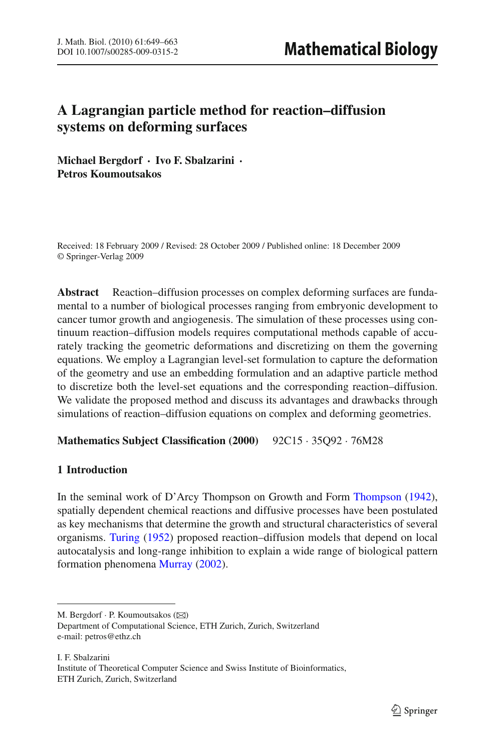# A Lagrangian particle method for reaction–diffusion systems on deforming surfaces

**Michael Bergdorf · Ivo F. Sbalzarini · Petros Koumoutsakos**

Received: 18 February 2009 / Revised: 28 October 2009 / Published online: 18 December 2009
© Springer-Verlag 2009

**Abstract** Reaction–diffusion processes on complex deforming surfaces are fundamental to a number of biological processes ranging from embryonic development to cancer tumor growth and angiogenesis. The simulation of these processes using continuum reaction–diffusion models requires computational methods capable of accurately tracking the geometric deformations and discretizing on them the governing equations. We employ a Lagrangian level-set formulation to capture the deformation of the geometry and use an embedding formulation and an adaptive particle method to discretize both the level-set equations and the corresponding reaction–diffusion. We validate the proposed method and discuss its advantages and drawbacks through simulations of reaction–diffusion equations on complex and deforming geometries.

**Mathematics Subject Classification (2000)** 92C15 · 35Q92 · 76M28

## 1 Introduction

In the seminal work of D'Arcy Thompson on Growth and Form Thompson (1942), spatially dependent chemical reactions and diffusive processes have been postulated as key mechanisms that determine the growth and structural characteristics of several organisms. Turing (1952) proposed reaction–diffusion models that depend on local autocatalysis and long-range inhibition to explain a wide range of biological pattern formation phenomena Murray (2002).

---

M. Bergdorf · P. Koumoutsakos (✉)
Department of Computational Science, ETH Zurich, Zurich, Switzerland
e-mail: petros@ethz.ch

I. F. Sbalzarini
Institute of Theoretical Computer Science and Swiss Institute of Bioinformatics, ETH Zurich, Zurich, Switzerland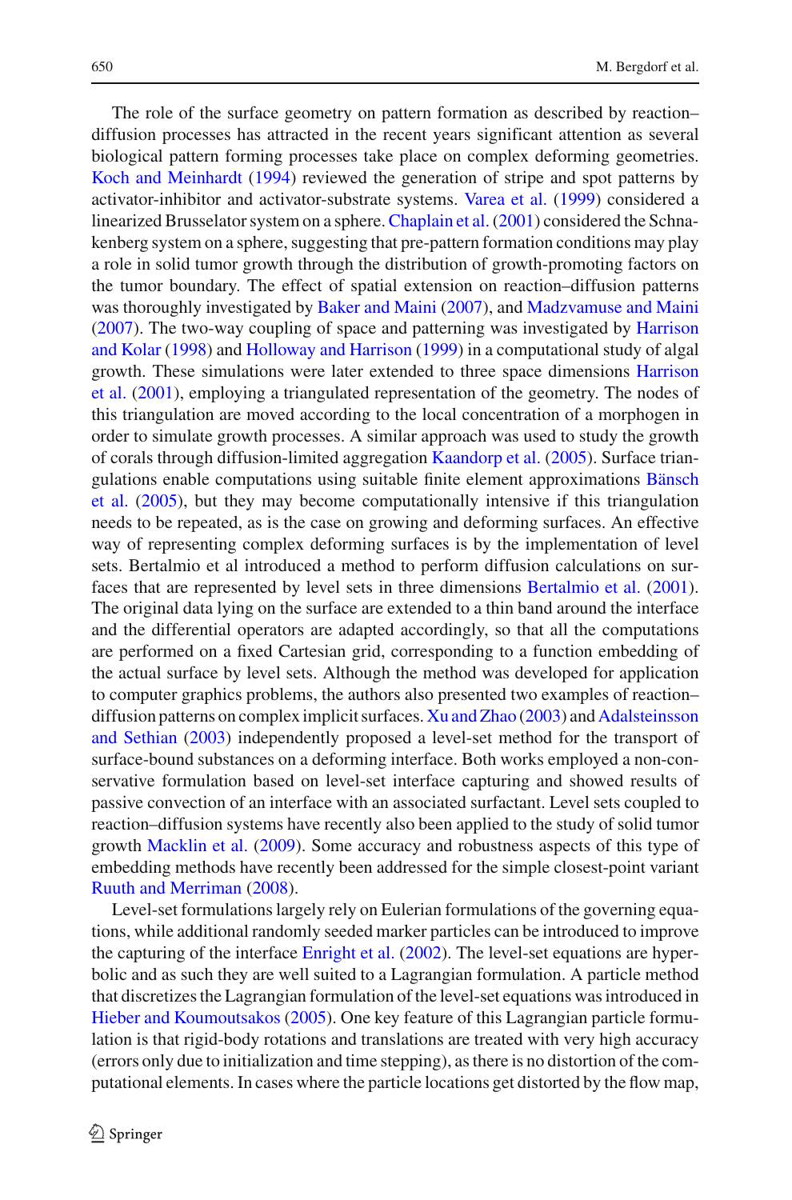The role of the surface geometry on pattern formation as described by reaction–diffusion processes has attracted in the recent years significant attention as several biological pattern forming processes take place on complex deforming geometries. Koch and Meinhardt (1994) reviewed the generation of stripe and spot patterns by activator-inhibitor and activator-substrate systems. Varea et al. (1999) considered a linearized Brusselator system on a sphere. Chaplain et al. (2001) considered the Schnakenberg system on a sphere, suggesting that pre-pattern formation conditions may play a role in solid tumor growth through the distribution of growth-promoting factors on the tumor boundary. The effect of spatial extension on reaction–diffusion patterns was thoroughly investigated by Baker and Maini (2007), and Madzvamuse and Maini (2007). The two-way coupling of space and patterning was investigated by Harrison and Kolar (1998) and Holloway and Harrison (1999) in a computational study of algal growth. These simulations were later extended to three space dimensions Harrison et al. (2001), employing a triangulated representation of the geometry. The nodes of this triangulation are moved according to the local concentration of a morphogen in order to simulate growth processes. A similar approach was used to study the growth of corals through diffusion-limited aggregation Kaandorp et al. (2005). Surface triangulations enable computations using suitable finite element approximations Bänsch et al. (2005), but they may become computationally intensive if this triangulation needs to be repeated, as is the case on growing and deforming surfaces. An effective way of representing complex deforming surfaces is by the implementation of level sets. Bertalmio et al introduced a method to perform diffusion calculations on surfaces that are represented by level sets in three dimensions Bertalmio et al. (2001). The original data lying on the surface are extended to a thin band around the interface and the differential operators are adapted accordingly, so that all the computations are performed on a fixed Cartesian grid, corresponding to a function embedding of the actual surface by level sets. Although the method was developed for application to computer graphics problems, the authors also presented two examples of reaction–diffusion patterns on complex implicit surfaces. Xu and Zhao (2003) and Adalsteinsson and Sethian (2003) independently proposed a level-set method for the transport of surface-bound substances on a deforming interface. Both works employed a non-conservative formulation based on level-set interface capturing and showed results of passive convection of an interface with an associated surfactant. Level sets coupled to reaction–diffusion systems have recently also been applied to the study of solid tumor growth Macklin et al. (2009). Some accuracy and robustness aspects of this type of embedding methods have recently been addressed for the simple closest-point variant Ruuth and Merriman (2008).

Level-set formulations largely rely on Eulerian formulations of the governing equations, while additional randomly seeded marker particles can be introduced to improve the capturing of the interface Enright et al. (2002). The level-set equations are hyperbolic and as such they are well suited to a Lagrangian formulation. A particle method that discretizes the Lagrangian formulation of the level-set equations was introduced in Hieber and Koumoutsakos (2005). One key feature of this Lagrangian particle formulation is that rigid-body rotations and translations are treated with very high accuracy (errors only due to initialization and time stepping), as there is no distortion of the computational elements. In cases where the particle locations get distorted by the flow map,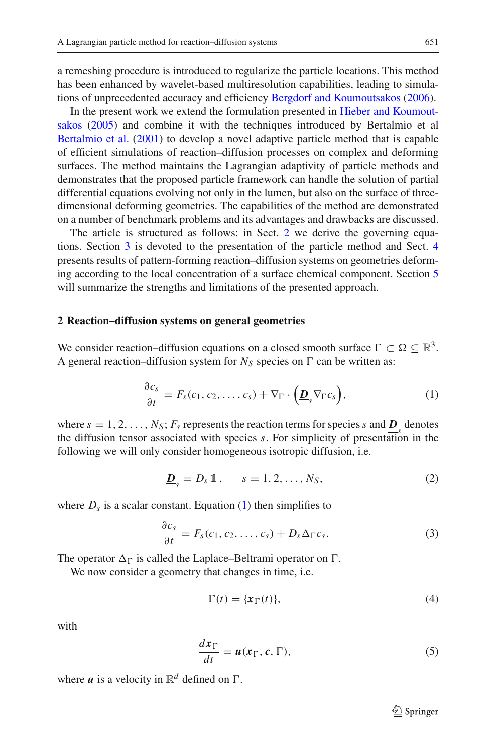a remeshing procedure is introduced to regularize the particle locations. This method has been enhanced by wavelet-based multiresolution capabilities, leading to simulations of unprecedented accuracy and efficiency Bergdorf and Koumoutsakos (2006).

In the present work we extend the formulation presented in Hieber and Koumoutsakos (2005) and combine it with the techniques introduced by Bertalmio et al Bertalmio et al. (2001) to develop a novel adaptive particle method that is capable of efficient simulations of reaction–diffusion processes on complex and deforming surfaces. The method maintains the Lagrangian adaptivity of particle methods and demonstrates that the proposed particle framework can handle the solution of partial differential equations evolving not only in the lumen, but also on the surface of three-dimensional deforming geometries. The capabilities of the method are demonstrated on a number of benchmark problems and its advantages and drawbacks are discussed.

The article is structured as follows: in Sect. 2 we derive the governing equations. Section 3 is devoted to the presentation of the particle method and Sect. 4 presents results of pattern-forming reaction–diffusion systems on geometries deforming according to the local concentration of a surface chemical component. Section 5 will summarize the strengths and limitations of the presented approach.

## 2 Reaction–diffusion systems on general geometries

We consider reaction–diffusion equations on a closed smooth surface $\Gamma \subset \Omega \subseteq \mathbb{R}^3$. A general reaction–diffusion system for $N_S$ species on $\Gamma$ can be written as:

$$\frac{\partial c_s}{\partial t} = F_s(c_1, c_2, \ldots, c_s) + \nabla_\Gamma \cdot \left( \underline{\underline{\boldsymbol{D}}}_s \nabla_\Gamma c_s \right), \tag{1}$$

where $s = 1, 2, \ldots, N_S$; $F_s$ represents the reaction terms for species $s$ and $\underline{\underline{\boldsymbol{D}}}_s$ denotes the diffusion tensor associated with species $s$. For simplicity of presentation in the following we will only consider homogeneous isotropic diffusion, i.e.

$$\underline{\underline{\boldsymbol{D}}}_s = D_s \mathbb{1}, \qquad s = 1, 2, \ldots, N_S, \tag{2}$$

where $D_s$ is a scalar constant. Equation (1) then simplifies to

$$\frac{\partial c_s}{\partial t} = F_s(c_1, c_2, \ldots, c_s) + D_s \Delta_\Gamma c_s. \tag{3}$$

The operator $\Delta_\Gamma$ is called the Laplace–Beltrami operator on $\Gamma$.

We now consider a geometry that changes in time, i.e.

$$\Gamma(t) = \{\boldsymbol{x}_\Gamma(t)\}, \tag{4}$$

with

$$\frac{d\boldsymbol{x}_\Gamma}{dt} = \boldsymbol{u}(\boldsymbol{x}_\Gamma, \boldsymbol{c}, \Gamma), \tag{5}$$

where $\boldsymbol{u}$ is a velocity in $\mathbb{R}^d$ defined on $\Gamma$.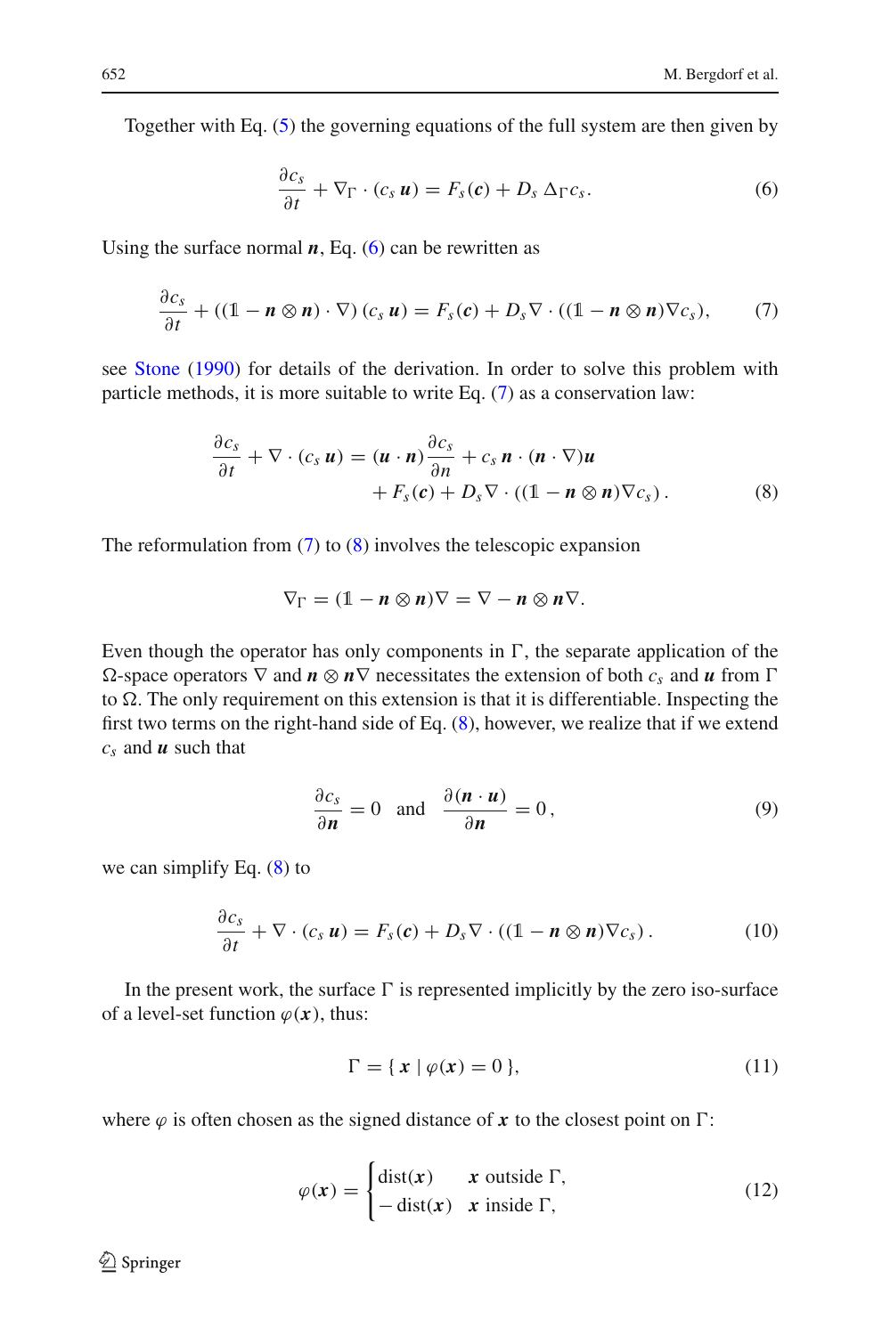Together with Eq. (5) the governing equations of the full system are then given by

$$\frac{\partial c_s}{\partial t} + \nabla_\Gamma \cdot (c_s\, \boldsymbol{u}) = F_s(\boldsymbol{c}) + D_s\, \Delta_\Gamma c_s. \tag{6}$$

Using the surface normal $\boldsymbol{n}$, Eq. (6) can be rewritten as

$$\frac{\partial c_s}{\partial t} + ((\mathbb{1} - \boldsymbol{n} \otimes \boldsymbol{n}) \cdot \nabla)\,(c_s\, \boldsymbol{u}) = F_s(\boldsymbol{c}) + D_s \nabla \cdot ((\mathbb{1} - \boldsymbol{n} \otimes \boldsymbol{n}) \nabla c_s), \tag{7}$$

see Stone (1990) for details of the derivation. In order to solve this problem with particle methods, it is more suitable to write Eq. (7) as a conservation law:

$$\begin{aligned}\frac{\partial c_s}{\partial t} + \nabla \cdot (c_s\, \boldsymbol{u}) = (\boldsymbol{u} \cdot \boldsymbol{n}) \frac{\partial c_s}{\partial n} + c_s\, \boldsymbol{n} \cdot (\boldsymbol{n} \cdot \nabla) \boldsymbol{u} \\ + F_s(\boldsymbol{c}) + D_s \nabla \cdot ((\mathbb{1} - \boldsymbol{n} \otimes \boldsymbol{n}) \nabla c_s)\,.\end{aligned} \tag{8}$$

The reformulation from (7) to (8) involves the telescopic expansion

$$\nabla_\Gamma = (\mathbb{1} - \boldsymbol{n} \otimes \boldsymbol{n}) \nabla = \nabla - \boldsymbol{n} \otimes \boldsymbol{n} \nabla.$$

Even though the operator has only components in $\Gamma$, the separate application of the $\Omega$-space operators $\nabla$ and $\boldsymbol{n} \otimes \boldsymbol{n} \nabla$ necessitates the extension of both $c_s$ and $\boldsymbol{u}$ from $\Gamma$ to $\Omega$. The only requirement on this extension is that it is differentiable. Inspecting the first two terms on the right-hand side of Eq. (8), however, we realize that if we extend $c_s$ and $\boldsymbol{u}$ such that

$$\frac{\partial c_s}{\partial \boldsymbol{n}} = 0 \quad \text{and} \quad \frac{\partial (\boldsymbol{n} \cdot \boldsymbol{u})}{\partial \boldsymbol{n}} = 0\,, \tag{9}$$

we can simplify Eq. (8) to

$$\frac{\partial c_s}{\partial t} + \nabla \cdot (c_s\, \boldsymbol{u}) = F_s(\boldsymbol{c}) + D_s \nabla \cdot ((\mathbb{1} - \boldsymbol{n} \otimes \boldsymbol{n}) \nabla c_s)\,. \tag{10}$$

In the present work, the surface $\Gamma$ is represented implicitly by the zero iso-surface of a level-set function $\varphi(\boldsymbol{x})$, thus:

$$\Gamma = \{\, \boldsymbol{x} \mid \varphi(\boldsymbol{x}) = 0 \,\}, \tag{11}$$

where $\varphi$ is often chosen as the signed distance of $\boldsymbol{x}$ to the closest point on $\Gamma$:

$$\varphi(\boldsymbol{x}) = \begin{cases} \operatorname{dist}(\boldsymbol{x}) & \boldsymbol{x} \text{ outside } \Gamma, \\ -\operatorname{dist}(\boldsymbol{x}) & \boldsymbol{x} \text{ inside } \Gamma, \end{cases} \tag{12}$$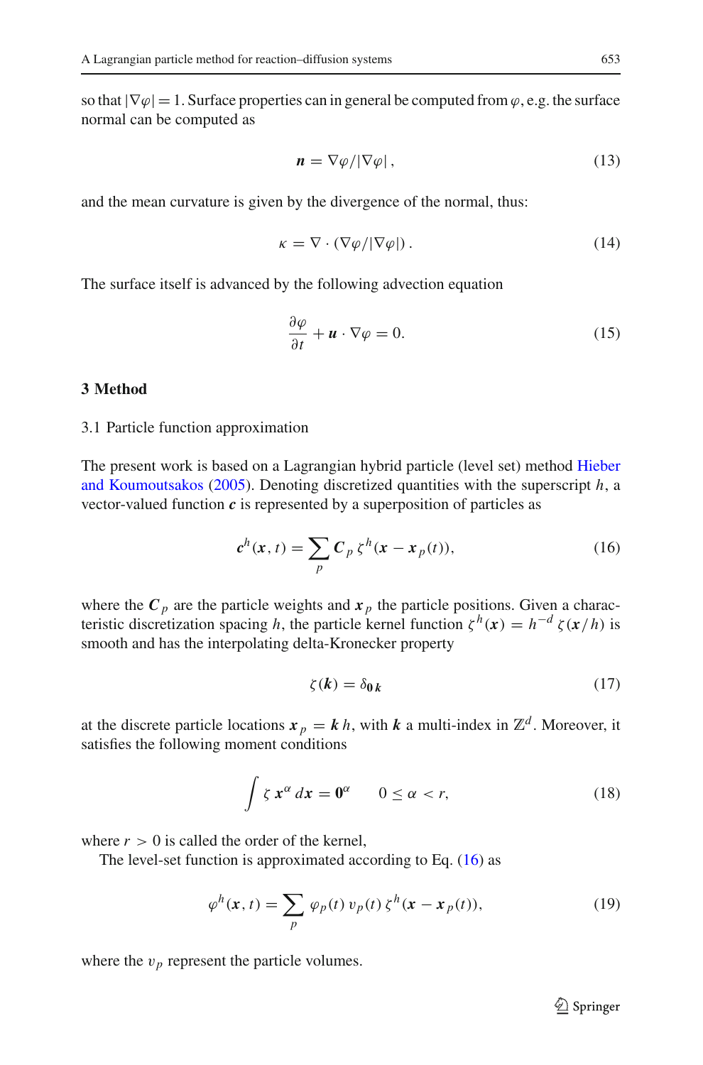so that $|\nabla\varphi| = 1$. Surface properties can in general be computed from $\varphi$, e.g. the surface normal can be computed as

$$\boldsymbol{n} = \nabla\varphi/|\nabla\varphi|\,, \tag{13}$$

and the mean curvature is given by the divergence of the normal, thus:

$$\kappa = \nabla \cdot (\nabla\varphi/|\nabla\varphi|)\,. \tag{14}$$

The surface itself is advanced by the following advection equation

$$\frac{\partial\varphi}{\partial t} + \boldsymbol{u} \cdot \nabla\varphi = 0. \tag{15}$$

## 3 Method

### 3.1 Particle function approximation

The present work is based on a Lagrangian hybrid particle (level set) method Hieber and Koumoutsakos (2005). Denoting discretized quantities with the superscript $h$, a vector-valued function $\boldsymbol{c}$ is represented by a superposition of particles as

$$\boldsymbol{c}^h(\boldsymbol{x}, t) = \sum_p \boldsymbol{C}_p\, \zeta^h(\boldsymbol{x} - \boldsymbol{x}_p(t)), \tag{16}$$

where the $\boldsymbol{C}_p$ are the particle weights and $\boldsymbol{x}_p$ the particle positions. Given a characteristic discretization spacing $h$, the particle kernel function $\zeta^h(\boldsymbol{x}) = h^{-d}\,\zeta(\boldsymbol{x}/h)$ is smooth and has the interpolating delta-Kronecker property

$$\zeta(\boldsymbol{k}) = \delta_{\boldsymbol{0}\,\boldsymbol{k}} \tag{17}$$

at the discrete particle locations $\boldsymbol{x}_p = \boldsymbol{k}\,h$, with $\boldsymbol{k}$ a multi-index in $\mathbb{Z}^d$. Moreover, it satisfies the following moment conditions

$$\int \zeta\, \boldsymbol{x}^\alpha\, d\boldsymbol{x} = \boldsymbol{0}^\alpha \qquad 0 \le \alpha < r, \tag{18}$$

where $r > 0$ is called the order of the kernel,

The level-set function is approximated according to Eq. (16) as

$$\varphi^h(\boldsymbol{x}, t) = \sum_p \varphi_p(t)\, v_p(t)\, \zeta^h(\boldsymbol{x} - \boldsymbol{x}_p(t)), \tag{19}$$

where the $v_p$ represent the particle volumes.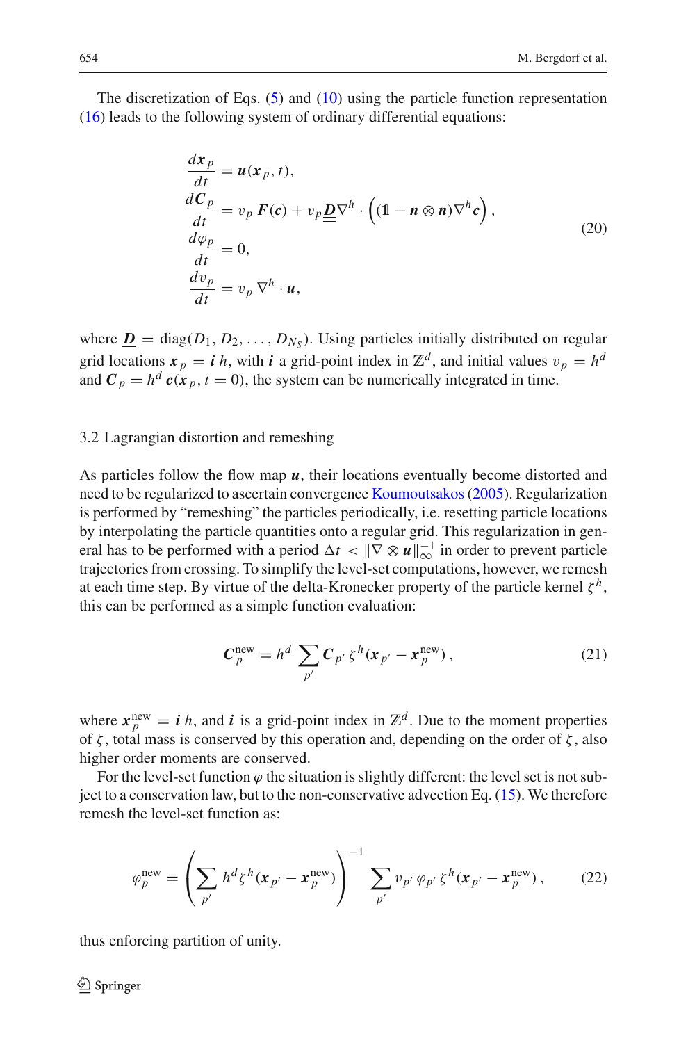The discretization of Eqs. (5) and (10) using the particle function representation (16) leads to the following system of ordinary differential equations:

$$
\begin{aligned}
\frac{d\boldsymbol{x}_p}{dt} &= \boldsymbol{u}(\boldsymbol{x}_p, t), \\
\frac{d\boldsymbol{C}_p}{dt} &= v_p\, \boldsymbol{F}(\boldsymbol{c}) + v_p \underline{\underline{\boldsymbol{D}}} \nabla^h \cdot \left( (\mathbb{1} - \boldsymbol{n} \otimes \boldsymbol{n}) \nabla^h \boldsymbol{c} \right), \\
\frac{d\varphi_p}{dt} &= 0, \\
\frac{dv_p}{dt} &= v_p\, \nabla^h \cdot \boldsymbol{u},
\end{aligned}
\tag{20}
$$

where $\underline{\underline{\boldsymbol{D}}} = \operatorname{diag}(D_1, D_2, \ldots, D_{N_S})$. Using particles initially distributed on regular grid locations $\boldsymbol{x}_p = \boldsymbol{i}\, h$, with $\boldsymbol{i}$ a grid-point index in $\mathbb{Z}^d$, and initial values $v_p = h^d$ and $\boldsymbol{C}_p = h^d\, \boldsymbol{c}(\boldsymbol{x}_p, t = 0)$, the system can be numerically integrated in time.

### 3.2 Lagrangian distortion and remeshing

As particles follow the flow map $\boldsymbol{u}$, their locations eventually become distorted and need to be regularized to ascertain convergence Koumoutsakos (2005). Regularization is performed by "remeshing" the particles periodically, i.e. resetting particle locations by interpolating the particle quantities onto a regular grid. This regularization in general has to be performed with a period $\Delta t < \|\nabla \otimes \boldsymbol{u}\|_\infty^{-1}$ in order to prevent particle trajectories from crossing. To simplify the level-set computations, however, we remesh at each time step. By virtue of the delta-Kronecker property of the particle kernel $\zeta^h$, this can be performed as a simple function evaluation:

$$
\boldsymbol{C}_p^{\text{new}} = h^d \sum_{p'} \boldsymbol{C}_{p'}\, \zeta^h(\boldsymbol{x}_{p'} - \boldsymbol{x}_p^{\text{new}}), \tag{21}
$$

where $\boldsymbol{x}_p^{\text{new}} = \boldsymbol{i}\, h$, and $\boldsymbol{i}$ is a grid-point index in $\mathbb{Z}^d$. Due to the moment properties of $\zeta$, total mass is conserved by this operation and, depending on the order of $\zeta$, also higher order moments are conserved.

For the level-set function $\varphi$ the situation is slightly different: the level set is not subject to a conservation law, but to the non-conservative advection Eq. (15). We therefore remesh the level-set function as:

$$
\varphi_p^{\text{new}} = \left( \sum_{p'} h^d \zeta^h(\boldsymbol{x}_{p'} - \boldsymbol{x}_p^{\text{new}}) \right)^{-1} \sum_{p'} v_{p'}\, \varphi_{p'}\, \zeta^h(\boldsymbol{x}_{p'} - \boldsymbol{x}_p^{\text{new}}), \tag{22}
$$

thus enforcing partition of unity.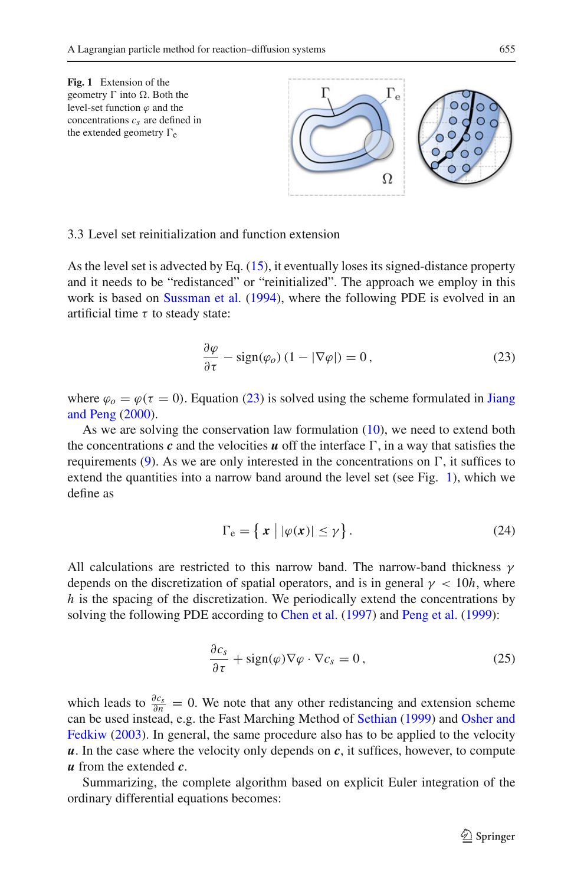**Fig. 1** Extension of the geometry $\Gamma$ into $\Omega$. Both the level-set function $\varphi$ and the concentrations $c_s$ are defined in the extended geometry $\Gamma_e$

### 3.3 Level set reinitialization and function extension

As the level set is advected by Eq. (15), it eventually loses its signed-distance property and it needs to be "redistanced" or "reinitialized". The approach we employ in this work is based on Sussman et al. (1994), where the following PDE is evolved in an artificial time $\tau$ to steady state:

$$\frac{\partial \varphi}{\partial \tau} - \text{sign}(\varphi_o)\,(1 - |\nabla \varphi|) = 0\,, \tag{23}$$

where $\varphi_o = \varphi(\tau = 0)$. Equation (23) is solved using the scheme formulated in Jiang and Peng (2000).

As we are solving the conservation law formulation (10), we need to extend both the concentrations $\boldsymbol{c}$ and the velocities $\boldsymbol{u}$ off the interface $\Gamma$, in a way that satisfies the requirements (9). As we are only interested in the concentrations on $\Gamma$, it suffices to extend the quantities into a narrow band around the level set (see Fig. 1), which we define as

$$\Gamma_\text{e} = \left\{ \boldsymbol{x} \,\middle|\, |\varphi(\boldsymbol{x})| \leq \gamma \right\}. \tag{24}$$

All calculations are restricted to this narrow band. The narrow-band thickness $\gamma$ depends on the discretization of spatial operators, and is in general $\gamma < 10h$, where $h$ is the spacing of the discretization. We periodically extend the concentrations by solving the following PDE according to Chen et al. (1997) and Peng et al. (1999):

$$\frac{\partial c_s}{\partial \tau} + \text{sign}(\varphi) \nabla \varphi \cdot \nabla c_s = 0\,, \tag{25}$$

which leads to $\frac{\partial c_s}{\partial n} = 0$. We note that any other redistancing and extension scheme can be used instead, e.g. the Fast Marching Method of Sethian (1999) and Osher and Fedkiw (2003). In general, the same procedure also has to be applied to the velocity $\boldsymbol{u}$. In the case where the velocity only depends on $\boldsymbol{c}$, it suffices, however, to compute $\boldsymbol{u}$ from the extended $\boldsymbol{c}$.

Summarizing, the complete algorithm based on explicit Euler integration of the ordinary differential equations becomes: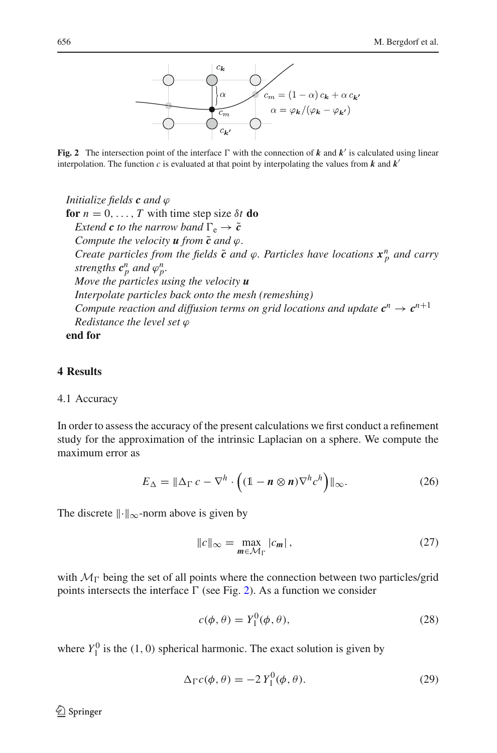**Fig. 2** The intersection point of the interface $\Gamma$ with the connection of $\boldsymbol{k}$ and $\boldsymbol{k}'$ is calculated using linear interpolation. The function $c$ is evaluated at that point by interpolating the values from $\boldsymbol{k}$ and $\boldsymbol{k}'$

*Initialize fields* $\boldsymbol{c}$ *and* $\varphi$
**for** $n = 0, \ldots, T$ with time step size $\delta t$ **do**
  *Extend* $\boldsymbol{c}$ *to the narrow band* $\Gamma_e \rightarrow \tilde{\boldsymbol{c}}$
  *Compute the velocity* $\boldsymbol{u}$ *from* $\tilde{\boldsymbol{c}}$ *and* $\varphi$.
  *Create particles from the fields* $\tilde{\boldsymbol{c}}$ *and* $\varphi$. *Particles have locations* $\boldsymbol{x}_p^n$ *and carry strengths* $\boldsymbol{c}_p^n$ *and* $\varphi_p^n$.
  *Move the particles using the velocity* $\boldsymbol{u}$
  *Interpolate particles back onto the mesh (remeshing)*
  *Compute reaction and diffusion terms on grid locations and update* $\boldsymbol{c}^n \rightarrow \boldsymbol{c}^{n+1}$
  *Redistance the level set* $\varphi$
**end for**

## 4 Results

### 4.1 Accuracy

In order to assess the accuracy of the present calculations we first conduct a refinement study for the approximation of the intrinsic Laplacian on a sphere. We compute the maximum error as

$$E_{\Delta} = \|\Delta_{\Gamma}\, c - \nabla^h \cdot \Big( (\mathbb{1} - \boldsymbol{n} \otimes \boldsymbol{n}) \nabla^h c^h \Big) \|_{\infty}. \tag{26}$$

The discrete $\|\cdot\|_{\infty}$-norm above is given by

$$\|c\|_{\infty} = \max_{\boldsymbol{m} \in \mathcal{M}_{\Gamma}} |c_{\boldsymbol{m}}|\,, \tag{27}$$

with $\mathcal{M}_{\Gamma}$ being the set of all points where the connection between two particles/grid points intersects the interface $\Gamma$ (see Fig. 2). As a function we consider

$$c(\phi, \theta) = Y_1^0(\phi, \theta), \tag{28}$$

where $Y_1^0$ is the $(1, 0)$ spherical harmonic. The exact solution is given by

$$\Delta_{\Gamma} c(\phi, \theta) = -2\, Y_1^0(\phi, \theta). \tag{29}$$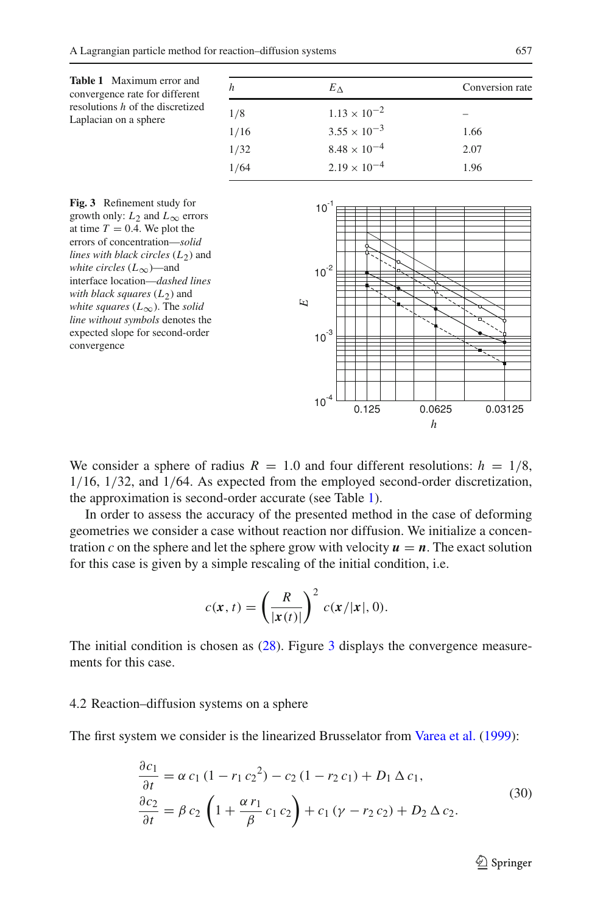**Table 1** Maximum error and convergence rate for different resolutions $h$ of the discretized Laplacian on a sphere

| $h$ | $E_\Delta$ | Conversion rate |
|---|---|---|
| 1/8 | $1.13 \times 10^{-2}$ | – |
| 1/16 | $3.55 \times 10^{-3}$ | 1.66 |
| 1/32 | $8.48 \times 10^{-4}$ | 2.07 |
| 1/64 | $2.19 \times 10^{-4}$ | 1.96 |

**Fig. 3** Refinement study for growth only: $L_2$ and $L_\infty$ errors at time $T = 0.4$. We plot the errors of concentration—*solid lines with black circles* ($L_2$) and *white circles* ($L_\infty$)—and interface location—*dashed lines with black squares* ($L_2$) and *white squares* ($L_\infty$). The *solid line without symbols* denotes the expected slope for second-order convergence

We consider a sphere of radius $R = 1.0$ and four different resolutions: $h = 1/8$, $1/16$, $1/32$, and $1/64$. As expected from the employed second-order discretization, the approximation is second-order accurate (see Table 1).

In order to assess the accuracy of the presented method in the case of deforming geometries we consider a case without reaction nor diffusion. We initialize a concentration $c$ on the sphere and let the sphere grow with velocity $\boldsymbol{u} = \boldsymbol{n}$. The exact solution for this case is given by a simple rescaling of the initial condition, i.e.

$$c(\boldsymbol{x}, t) = \left(\frac{R}{|\boldsymbol{x}(t)|}\right)^2 c(\boldsymbol{x}/|\boldsymbol{x}|, 0).$$

The initial condition is chosen as (28). Figure 3 displays the convergence measurements for this case.

### 4.2 Reaction–diffusion systems on a sphere

The first system we consider is the linearized Brusselator from Varea et al. (1999):

$$\begin{aligned}
\frac{\partial c_1}{\partial t} &= \alpha\, c_1\, (1 - r_1\, c_2{}^2) - c_2\, (1 - r_2\, c_1) + D_1\, \Delta\, c_1, \\
\frac{\partial c_2}{\partial t} &= \beta\, c_2 \left(1 + \frac{\alpha\, r_1}{\beta}\, c_1\, c_2\right) + c_1\, (\gamma - r_2\, c_2) + D_2\, \Delta\, c_2.
\end{aligned} \tag{30}$$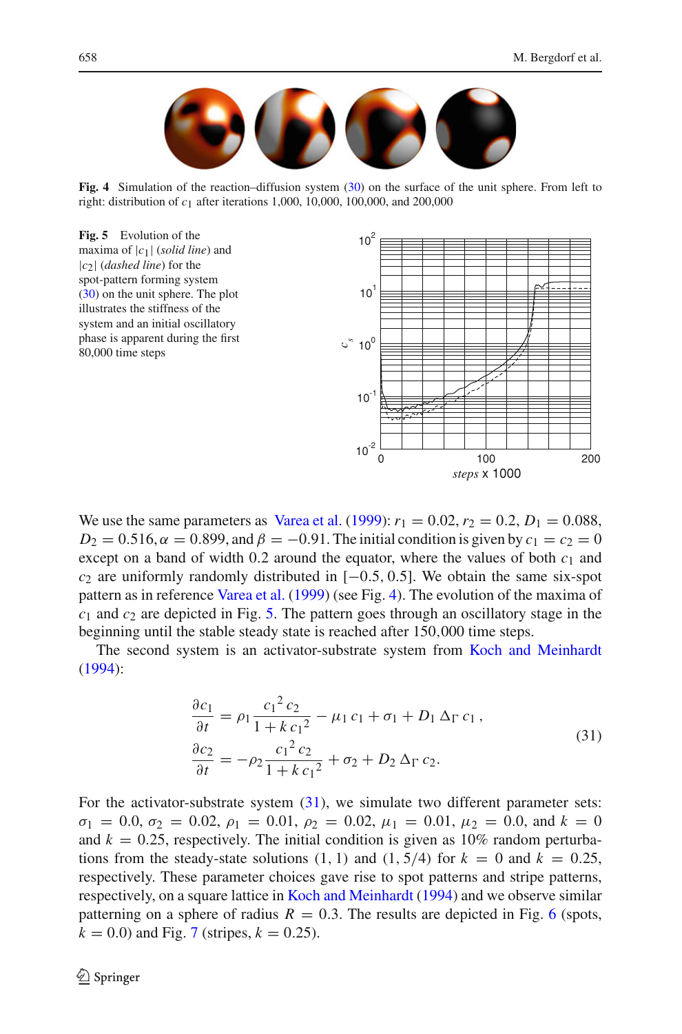**Fig. 4** Simulation of the reaction–diffusion system (30) on the surface of the unit sphere. From left to right: distribution of $c_1$ after iterations 1,000, 10,000, 100,000, and 200,000

**Fig. 5** Evolution of the maxima of $|c_1|$ (*solid line*) and $|c_2|$ (*dashed line*) for the spot-pattern forming system (30) on the unit sphere. The plot illustrates the stiffness of the system and an initial oscillatory phase is apparent during the first 80,000 time steps

We use the same parameters as Varea et al. (1999): $r_1 = 0.02$, $r_2 = 0.2$, $D_1 = 0.088$, $D_2 = 0.516$, $\alpha = 0.899$, and $\beta = -0.91$. The initial condition is given by $c_1 = c_2 = 0$ except on a band of width 0.2 around the equator, where the values of both $c_1$ and $c_2$ are uniformly randomly distributed in $[-0.5, 0.5]$. We obtain the same six-spot pattern as in reference Varea et al. (1999) (see Fig. 4). The evolution of the maxima of $c_1$ and $c_2$ are depicted in Fig. 5. The pattern goes through an oscillatory stage in the beginning until the stable steady state is reached after 150,000 time steps.

The second system is an activator-substrate system from Koch and Meinhardt (1994):

$$
\begin{aligned}
\frac{\partial c_1}{\partial t} &= \rho_1 \frac{{c_1}^2 c_2}{1 + k\, {c_1}^2} - \mu_1 c_1 + \sigma_1 + D_1 \Delta_\Gamma c_1\,, \\
\frac{\partial c_2}{\partial t} &= -\rho_2 \frac{{c_1}^2 c_2}{1 + k\, {c_1}^2} + \sigma_2 + D_2 \Delta_\Gamma c_2.
\end{aligned}
\tag{31}
$$

For the activator-substrate system (31), we simulate two different parameter sets: $\sigma_1 = 0.0$, $\sigma_2 = 0.02$, $\rho_1 = 0.01$, $\rho_2 = 0.02$, $\mu_1 = 0.01$, $\mu_2 = 0.0$, and $k = 0$ and $k = 0.25$, respectively. The initial condition is given as 10% random perturbations from the steady-state solutions $(1, 1)$ and $(1, 5/4)$ for $k = 0$ and $k = 0.25$, respectively. These parameter choices gave rise to spot patterns and stripe patterns, respectively, on a square lattice in Koch and Meinhardt (1994) and we observe similar patterning on a sphere of radius $R = 0.3$. The results are depicted in Fig. 6 (spots, $k = 0.0$) and Fig. 7 (stripes, $k = 0.25$).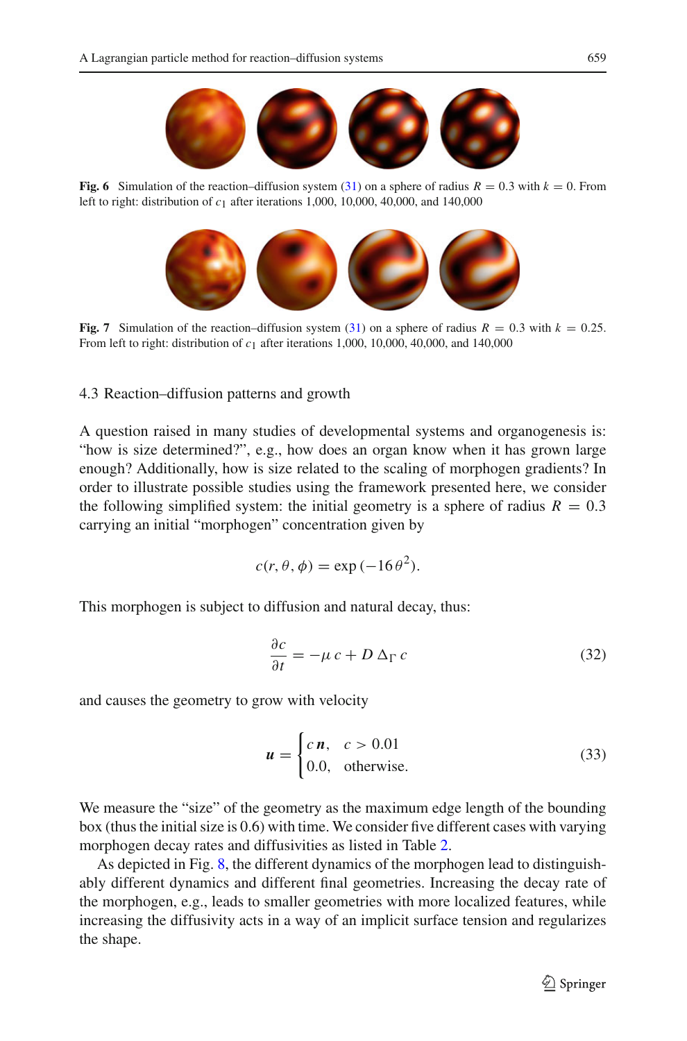**Fig. 6** Simulation of the reaction–diffusion system (31) on a sphere of radius $R = 0.3$ with $k = 0$. From left to right: distribution of $c_1$ after iterations 1,000, 10,000, 40,000, and 140,000

**Fig. 7** Simulation of the reaction–diffusion system (31) on a sphere of radius $R = 0.3$ with $k = 0.25$. From left to right: distribution of $c_1$ after iterations 1,000, 10,000, 40,000, and 140,000

### 4.3 Reaction–diffusion patterns and growth

A question raised in many studies of developmental systems and organogenesis is: "how is size determined?", e.g., how does an organ know when it has grown large enough? Additionally, how is size related to the scaling of morphogen gradients? In order to illustrate possible studies using the framework presented here, we consider the following simplified system: the initial geometry is a sphere of radius $R = 0.3$ carrying an initial "morphogen" concentration given by

$$c(r, \theta, \phi) = \exp(-16\,\theta^2).$$

This morphogen is subject to diffusion and natural decay, thus:

$$\frac{\partial c}{\partial t} = -\mu\, c + D\, \Delta_\Gamma\, c \tag{32}$$

and causes the geometry to grow with velocity

$$\boldsymbol{u} = \begin{cases} c\,\boldsymbol{n}, & c > 0.01 \\ 0.0, & \text{otherwise.} \end{cases} \tag{33}$$

We measure the "size" of the geometry as the maximum edge length of the bounding box (thus the initial size is 0.6) with time. We consider five different cases with varying morphogen decay rates and diffusivities as listed in Table 2.

As depicted in Fig. 8, the different dynamics of the morphogen lead to distinguishably different dynamics and different final geometries. Increasing the decay rate of the morphogen, e.g., leads to smaller geometries with more localized features, while increasing the diffusivity acts in a way of an implicit surface tension and regularizes the shape.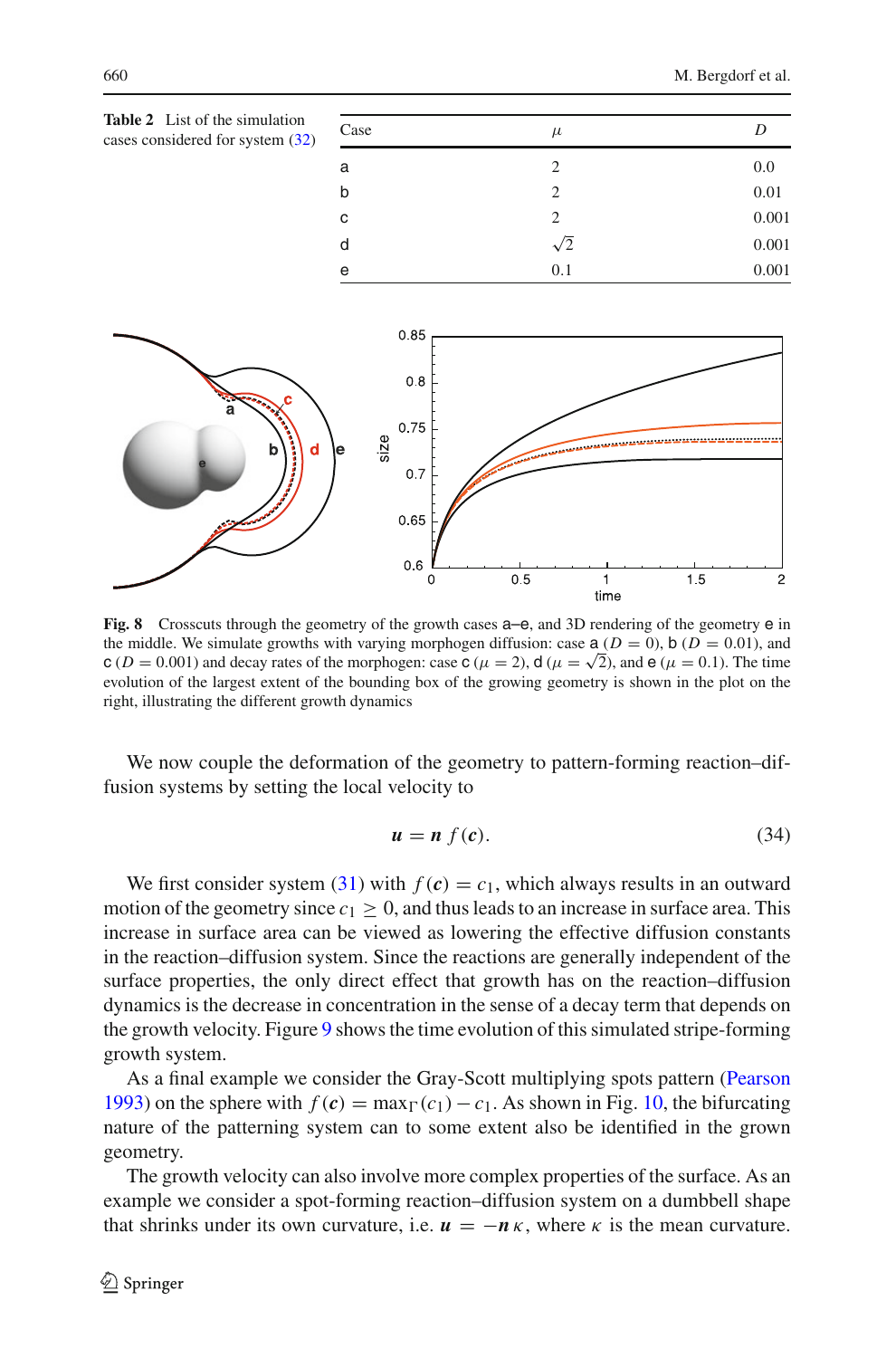**Table 2** List of the simulation cases considered for system (32)

| Case | $\mu$ | $D$ |
|---|---|---|
| a | 2 | 0.0 |
| b | 2 | 0.01 |
| c | 2 | 0.001 |
| d | $\sqrt{2}$ | 0.001 |
| e | 0.1 | 0.001 |

**Fig. 8** Crosscuts through the geometry of the growth cases a–e, and 3D rendering of the geometry e in the middle. We simulate growths with varying morphogen diffusion: case a ($D = 0$), b ($D = 0.01$), and c ($D = 0.001$) and decay rates of the morphogen: case c ($\mu = 2$), d ($\mu = \sqrt{2}$), and e ($\mu = 0.1$). The time evolution of the largest extent of the bounding box of the growing geometry is shown in the plot on the right, illustrating the different growth dynamics

We now couple the deformation of the geometry to pattern-forming reaction–diffusion systems by setting the local velocity to

$$\boldsymbol{u} = \boldsymbol{n}\, f(\boldsymbol{c}). \tag{34}$$

We first consider system (31) with $f(\boldsymbol{c}) = c_1$, which always results in an outward motion of the geometry since $c_1 \geq 0$, and thus leads to an increase in surface area. This increase in surface area can be viewed as lowering the effective diffusion constants in the reaction–diffusion system. Since the reactions are generally independent of the surface properties, the only direct effect that growth has on the reaction–diffusion dynamics is the decrease in concentration in the sense of a decay term that depends on the growth velocity. Figure 9 shows the time evolution of this simulated stripe-forming growth system.

As a final example we consider the Gray-Scott multiplying spots pattern (Pearson 1993) on the sphere with $f(\boldsymbol{c}) = \max_\Gamma(c_1) - c_1$. As shown in Fig. 10, the bifurcating nature of the patterning system can to some extent also be identified in the grown geometry.

The growth velocity can also involve more complex properties of the surface. As an example we consider a spot-forming reaction–diffusion system on a dumbbell shape that shrinks under its own curvature, i.e. $\boldsymbol{u} = -\boldsymbol{n}\,\kappa$, where $\kappa$ is the mean curvature.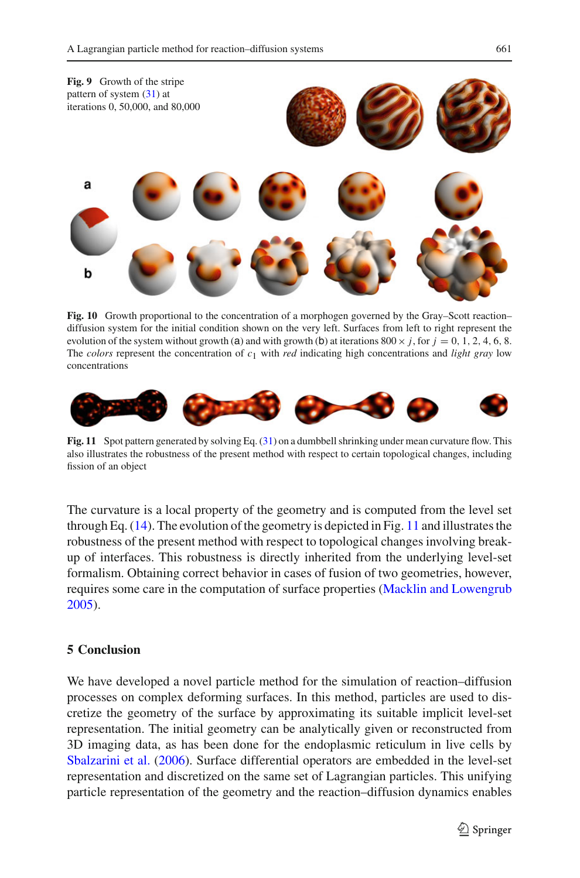**Fig. 9** Growth of the stripe pattern of system (31) at iterations 0, 50,000, and 80,000

**Fig. 10** Growth proportional to the concentration of a morphogen governed by the Gray–Scott reaction–diffusion system for the initial condition shown on the very left. Surfaces from left to right represent the evolution of the system without growth (a) and with growth (b) at iterations $800 \times j$, for $j = 0, 1, 2, 4, 6, 8$. The *colors* represent the concentration of $c_1$ with *red* indicating high concentrations and *light gray* low concentrations

**Fig. 11** Spot pattern generated by solving Eq. (31) on a dumbbell shrinking under mean curvature flow. This also illustrates the robustness of the present method with respect to certain topological changes, including fission of an object

The curvature is a local property of the geometry and is computed from the level set through Eq. (14). The evolution of the geometry is depicted in Fig. 11 and illustrates the robustness of the present method with respect to topological changes involving break-up of interfaces. This robustness is directly inherited from the underlying level-set formalism. Obtaining correct behavior in cases of fusion of two geometries, however, requires some care in the computation of surface properties (Macklin and Lowengrub 2005).

## 5 Conclusion

We have developed a novel particle method for the simulation of reaction–diffusion processes on complex deforming surfaces. In this method, particles are used to discretize the geometry of the surface by approximating its suitable implicit level-set representation. The initial geometry can be analytically given or reconstructed from 3D imaging data, as has been done for the endoplasmic reticulum in live cells by Sbalzarini et al. (2006). Surface differential operators are embedded in the level-set representation and discretized on the same set of Lagrangian particles. This unifying particle representation of the geometry and the reaction–diffusion dynamics enables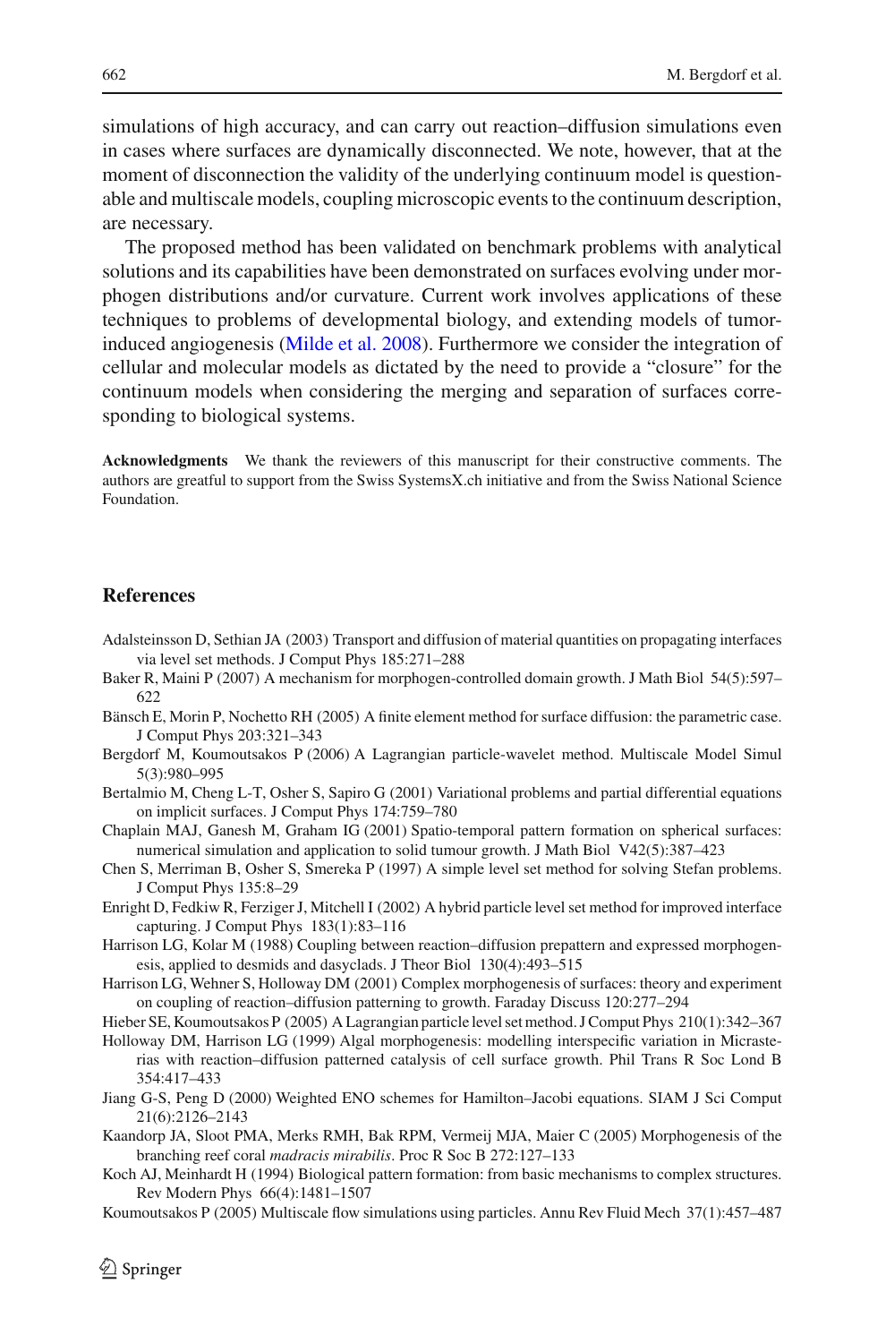simulations of high accuracy, and can carry out reaction–diffusion simulations even in cases where surfaces are dynamically disconnected. We note, however, that at the moment of disconnection the validity of the underlying continuum model is questionable and multiscale models, coupling microscopic events to the continuum description, are necessary.

The proposed method has been validated on benchmark problems with analytical solutions and its capabilities have been demonstrated on surfaces evolving under morphogen distributions and/or curvature. Current work involves applications of these techniques to problems of developmental biology, and extending models of tumor-induced angiogenesis (Milde et al. 2008). Furthermore we consider the integration of cellular and molecular models as dictated by the need to provide a "closure" for the continuum models when considering the merging and separation of surfaces corresponding to biological systems.

**Acknowledgments** We thank the reviewers of this manuscript for their constructive comments. The authors are greatful to support from the Swiss SystemsX.ch initiative and from the Swiss National Science Foundation.

## References

Adalsteinsson D, Sethian JA (2003) Transport and diffusion of material quantities on propagating interfaces via level set methods. J Comput Phys 185:271–288

Baker R, Maini P (2007) A mechanism for morphogen-controlled domain growth. J Math Biol 54(5):597–622

Bänsch E, Morin P, Nochetto RH (2005) A finite element method for surface diffusion: the parametric case. J Comput Phys 203:321–343

Bergdorf M, Koumoutsakos P (2006) A Lagrangian particle-wavelet method. Multiscale Model Simul 5(3):980–995

Bertalmio M, Cheng L-T, Osher S, Sapiro G (2001) Variational problems and partial differential equations on implicit surfaces. J Comput Phys 174:759–780

Chaplain MAJ, Ganesh M, Graham IG (2001) Spatio-temporal pattern formation on spherical surfaces: numerical simulation and application to solid tumour growth. J Math Biol V42(5):387–423

Chen S, Merriman B, Osher S, Smereka P (1997) A simple level set method for solving Stefan problems. J Comput Phys 135:8–29

Enright D, Fedkiw R, Ferziger J, Mitchell I (2002) A hybrid particle level set method for improved interface capturing. J Comput Phys 183(1):83–116

Harrison LG, Kolar M (1988) Coupling between reaction–diffusion prepattern and expressed morphogenesis, applied to desmids and dasyclads. J Theor Biol 130(4):493–515

Harrison LG, Wehner S, Holloway DM (2001) Complex morphogenesis of surfaces: theory and experiment on coupling of reaction–diffusion patterning to growth. Faraday Discuss 120:277–294

Hieber SE, Koumoutsakos P (2005) A Lagrangian particle level set method. J Comput Phys 210(1):342–367

Holloway DM, Harrison LG (1999) Algal morphogenesis: modelling interspecific variation in Micrasterias with reaction–diffusion patterned catalysis of cell surface growth. Phil Trans R Soc Lond B 354:417–433

Jiang G-S, Peng D (2000) Weighted ENO schemes for Hamilton–Jacobi equations. SIAM J Sci Comput 21(6):2126–2143

Kaandorp JA, Sloot PMA, Merks RMH, Bak RPM, Vermeij MJA, Maier C (2005) Morphogenesis of the branching reef coral *madracis mirabilis*. Proc R Soc B 272:127–133

Koch AJ, Meinhardt H (1994) Biological pattern formation: from basic mechanisms to complex structures. Rev Modern Phys 66(4):1481–1507

Koumoutsakos P (2005) Multiscale flow simulations using particles. Annu Rev Fluid Mech 37(1):457–487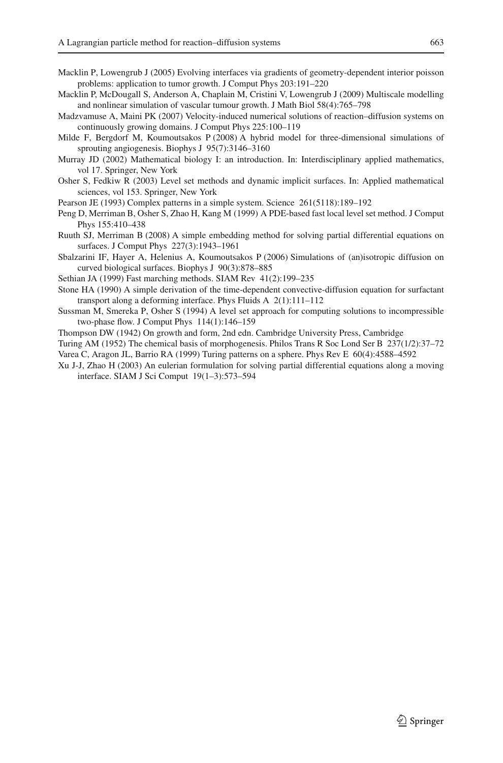Macklin P, Lowengrub J (2005) Evolving interfaces via gradients of geometry-dependent interior poisson problems: application to tumor growth. J Comput Phys 203:191–220

Macklin P, McDougall S, Anderson A, Chaplain M, Cristini V, Lowengrub J (2009) Multiscale modelling and nonlinear simulation of vascular tumour growth. J Math Biol 58(4):765–798

Madzvamuse A, Maini PK (2007) Velocity-induced numerical solutions of reaction–diffusion systems on continuously growing domains. J Comput Phys 225:100–119

Milde F, Bergdorf M, Koumoutsakos P (2008) A hybrid model for three-dimensional simulations of sprouting angiogenesis. Biophys J 95(7):3146–3160

Murray JD (2002) Mathematical biology I: an introduction. In: Interdisciplinary applied mathematics, vol 17. Springer, New York

Osher S, Fedkiw R (2003) Level set methods and dynamic implicit surfaces. In: Applied mathematical sciences, vol 153. Springer, New York

Pearson JE (1993) Complex patterns in a simple system. Science 261(5118):189–192

Peng D, Merriman B, Osher S, Zhao H, Kang M (1999) A PDE-based fast local level set method. J Comput Phys 155:410–438

Ruuth SJ, Merriman B (2008) A simple embedding method for solving partial differential equations on surfaces. J Comput Phys 227(3):1943–1961

Sbalzarini IF, Hayer A, Helenius A, Koumoutsakos P (2006) Simulations of (an)isotropic diffusion on curved biological surfaces. Biophys J 90(3):878–885

Sethian JA (1999) Fast marching methods. SIAM Rev 41(2):199–235

Stone HA (1990) A simple derivation of the time-dependent convective-diffusion equation for surfactant transport along a deforming interface. Phys Fluids A 2(1):111–112

Sussman M, Smereka P, Osher S (1994) A level set approach for computing solutions to incompressible two-phase flow. J Comput Phys 114(1):146–159

Thompson DW (1942) On growth and form, 2nd edn. Cambridge University Press, Cambridge

Turing AM (1952) The chemical basis of morphogenesis. Philos Trans R Soc Lond Ser B 237(1/2):37–72

Varea C, Aragon JL, Barrio RA (1999) Turing patterns on a sphere. Phys Rev E 60(4):4588–4592

Xu J-J, Zhao H (2003) An eulerian formulation for solving partial differential equations along a moving interface. SIAM J Sci Comput 19(1–3):573–594